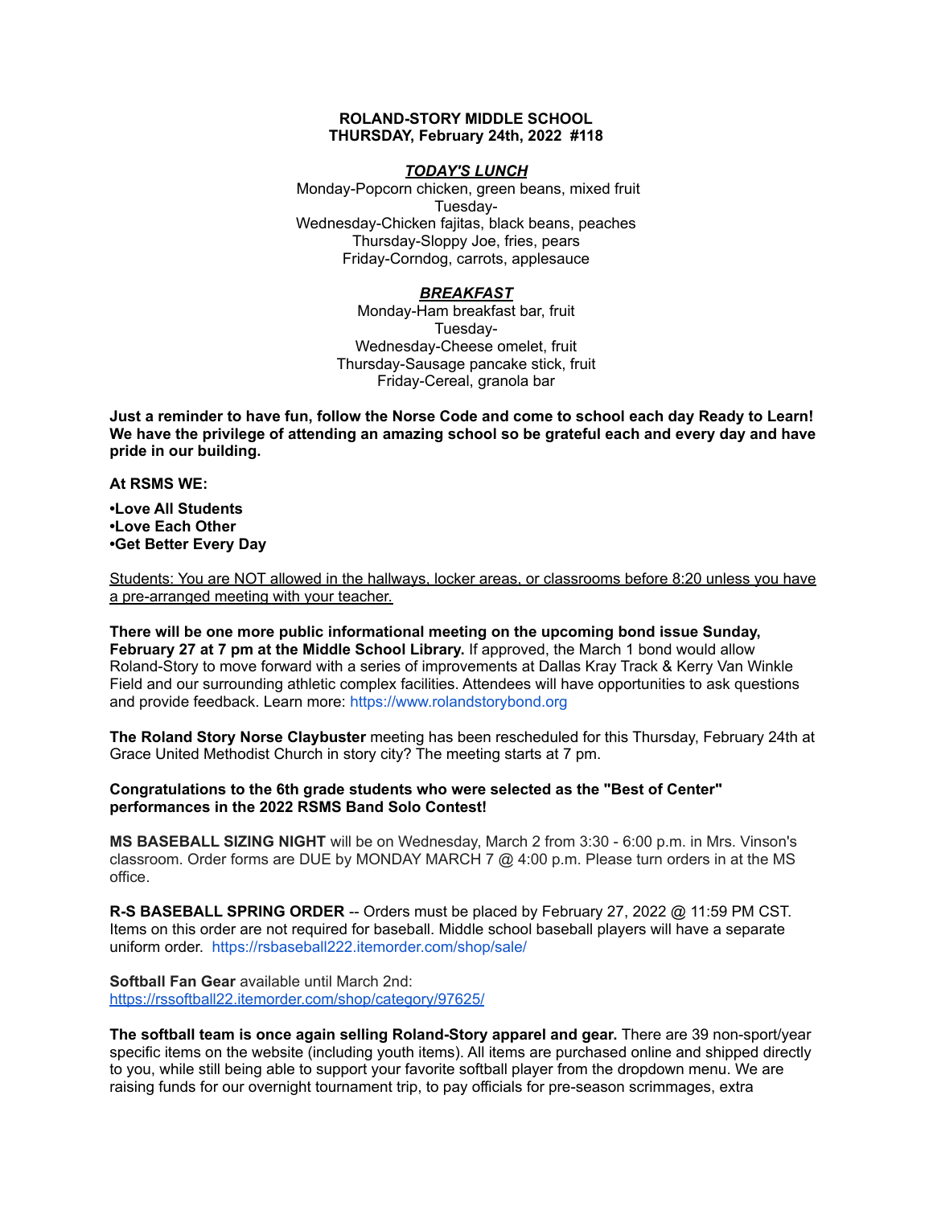**ROLAND-STORY MIDDLE SCHOOL**
**THURSDAY, February 24th, 2022 #118**

***TODAY'S LUNCH***

Monday-Popcorn chicken, green beans, mixed fruit
Tuesday-
Wednesday-Chicken fajitas, black beans, peaches
Thursday-Sloppy Joe, fries, pears
Friday-Corndog, carrots, applesauce

***BREAKFAST***

Monday-Ham breakfast bar, fruit
Tuesday-
Wednesday-Cheese omelet, fruit
Thursday-Sausage pancake stick, fruit
Friday-Cereal, granola bar

**Just a reminder to have fun, follow the Norse Code and come to school each day Ready to Learn! We have the privilege of attending an amazing school so be grateful each and every day and have pride in our building.**

**At RSMS WE:**

**•Love All Students**
**•Love Each Other**
**•Get Better Every Day**

Students: You are NOT allowed in the hallways, locker areas, or classrooms before 8:20 unless you have a pre-arranged meeting with your teacher.

**There will be one more public informational meeting on the upcoming bond issue Sunday, February 27 at 7 pm at the Middle School Library.** If approved, the March 1 bond would allow Roland-Story to move forward with a series of improvements at Dallas Kray Track & Kerry Van Winkle Field and our surrounding athletic complex facilities. Attendees will have opportunities to ask questions and provide feedback. Learn more: https://www.rolandstorybond.org

**The Roland Story Norse Claybuster** meeting has been rescheduled for this Thursday, February 24th at Grace United Methodist Church in story city? The meeting starts at 7 pm.

**Congratulations to the 6th grade students who were selected as the "Best of Center" performances in the 2022 RSMS Band Solo Contest!**

**MS BASEBALL SIZING NIGHT** will be on Wednesday, March 2 from 3:30 - 6:00 p.m. in Mrs. Vinson's classroom. Order forms are DUE by MONDAY MARCH 7 @ 4:00 p.m. Please turn orders in at the MS office.

**R-S BASEBALL SPRING ORDER** -- Orders must be placed by February 27, 2022 @ 11:59 PM CST. Items on this order are not required for baseball. Middle school baseball players will have a separate uniform order. https://rsbaseball222.itemorder.com/shop/sale/

**Softball Fan Gear** available until March 2nd:
https://rssoftball22.itemorder.com/shop/category/97625/

**The softball team is once again selling Roland-Story apparel and gear.** There are 39 non-sport/year specific items on the website (including youth items). All items are purchased online and shipped directly to you, while still being able to support your favorite softball player from the dropdown menu. We are raising funds for our overnight tournament trip, to pay officials for pre-season scrimmages, extra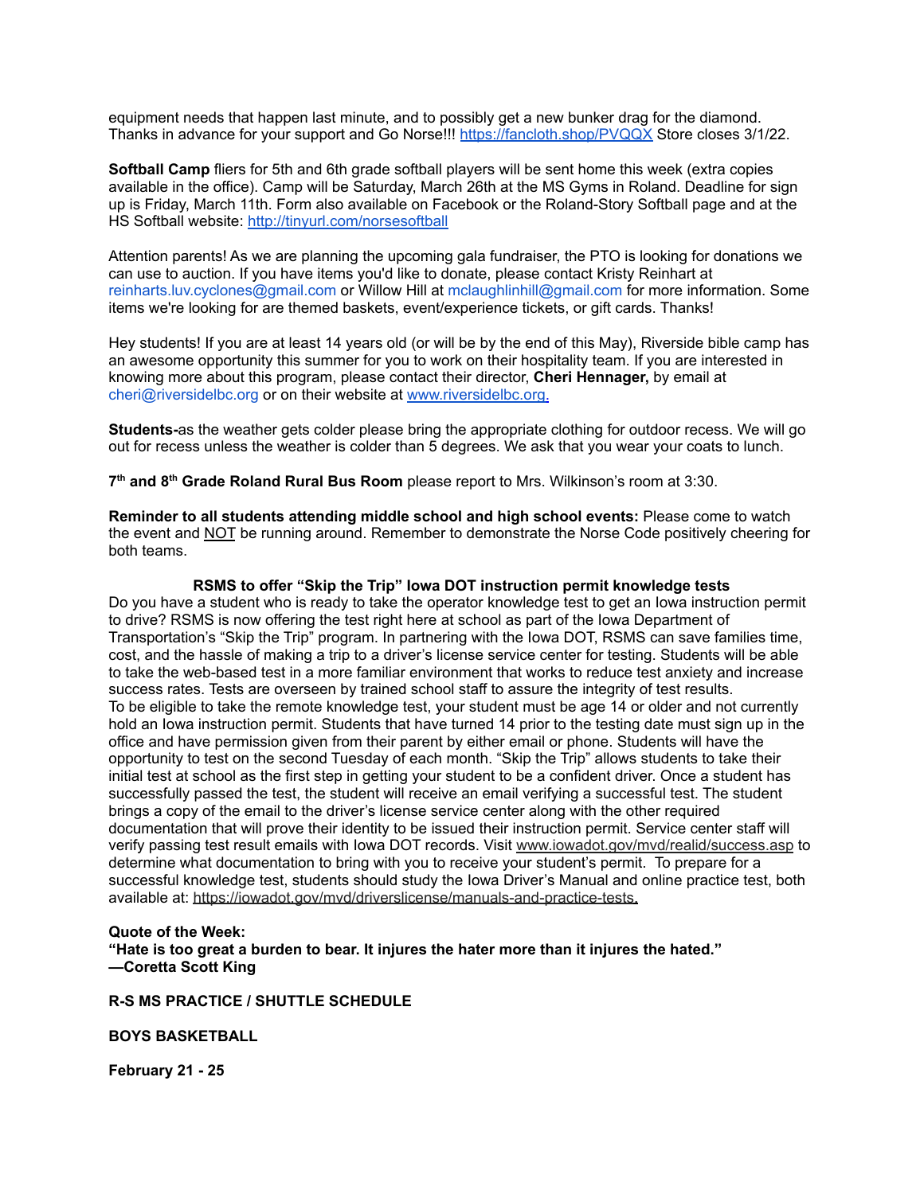equipment needs that happen last minute, and to possibly get a new bunker drag for the diamond. Thanks in advance for your support and Go Norse!!! https://fancloth.shop/PVQQX Store closes 3/1/22.

**Softball Camp** fliers for 5th and 6th grade softball players will be sent home this week (extra copies available in the office). Camp will be Saturday, March 26th at the MS Gyms in Roland. Deadline for sign up is Friday, March 11th. Form also available on Facebook or the Roland-Story Softball page and at the HS Softball website: http://tinyurl.com/norsesoftball

Attention parents! As we are planning the upcoming gala fundraiser, the PTO is looking for donations we can use to auction. If you have items you'd like to donate, please contact Kristy Reinhart at reinharts.luv.cyclones@gmail.com or Willow Hill at mclaughlinhill@gmail.com for more information. Some items we're looking for are themed baskets, event/experience tickets, or gift cards. Thanks!

Hey students! If you are at least 14 years old (or will be by the end of this May), Riverside bible camp has an awesome opportunity this summer for you to work on their hospitality team. If you are interested in knowing more about this program, please contact their director, **Cheri Hennager,** by email at cheri@riversidelbc.org or on their website at www.riversidelbc.org.

**Students-**as the weather gets colder please bring the appropriate clothing for outdoor recess. We will go out for recess unless the weather is colder than 5 degrees. We ask that you wear your coats to lunch.

**7th and 8th Grade Roland Rural Bus Room** please report to Mrs. Wilkinson's room at 3:30.

**Reminder to all students attending middle school and high school events:** Please come to watch the event and NOT be running around. Remember to demonstrate the Norse Code positively cheering for both teams.

**RSMS to offer "Skip the Trip" Iowa DOT instruction permit knowledge tests**

Do you have a student who is ready to take the operator knowledge test to get an Iowa instruction permit to drive? RSMS is now offering the test right here at school as part of the Iowa Department of Transportation's "Skip the Trip" program. In partnering with the Iowa DOT, RSMS can save families time, cost, and the hassle of making a trip to a driver's license service center for testing. Students will be able to take the web-based test in a more familiar environment that works to reduce test anxiety and increase success rates. Tests are overseen by trained school staff to assure the integrity of test results.
To be eligible to take the remote knowledge test, your student must be age 14 or older and not currently hold an Iowa instruction permit. Students that have turned 14 prior to the testing date must sign up in the office and have permission given from their parent by either email or phone. Students will have the opportunity to test on the second Tuesday of each month. "Skip the Trip" allows students to take their initial test at school as the first step in getting your student to be a confident driver. Once a student has successfully passed the test, the student will receive an email verifying a successful test. The student brings a copy of the email to the driver's license service center along with the other required documentation that will prove their identity to be issued their instruction permit. Service center staff will verify passing test result emails with Iowa DOT records. Visit www.iowadot.gov/mvd/realid/success.asp to determine what documentation to bring with you to receive your student's permit. To prepare for a successful knowledge test, students should study the Iowa Driver's Manual and online practice test, both available at: https://iowadot.gov/mvd/driverslicense/manuals-and-practice-tests.

**Quote of the Week:**
**"Hate is too great a burden to bear. It injures the hater more than it injures the hated."**
**—Coretta Scott King**

**R-S MS PRACTICE / SHUTTLE SCHEDULE**

**BOYS BASKETBALL**

**February 21 - 25**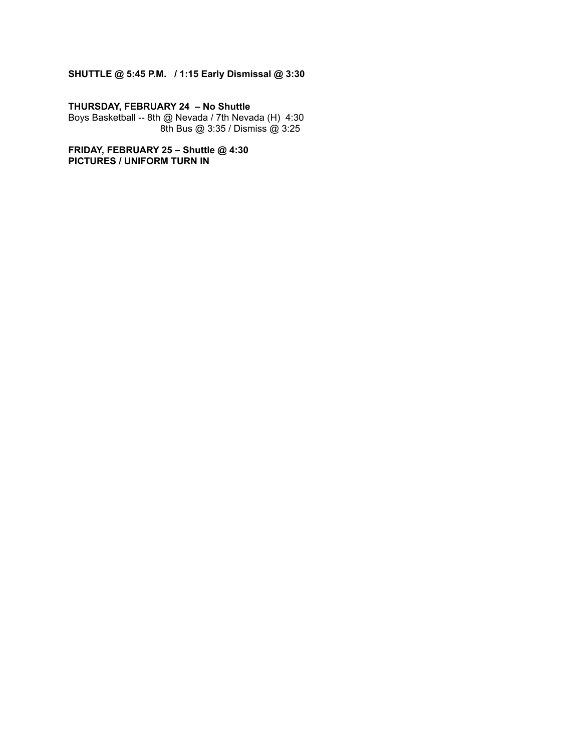**SHUTTLE @ 5:45 P.M. / 1:15 Early Dismissal @ 3:30**

**THURSDAY, FEBRUARY 24 – No Shuttle**
Boys Basketball -- 8th @ Nevada / 7th Nevada (H) 4:30
8th Bus @ 3:35 / Dismiss @ 3:25

**FRIDAY, FEBRUARY 25 – Shuttle @ 4:30**
**PICTURES / UNIFORM TURN IN**